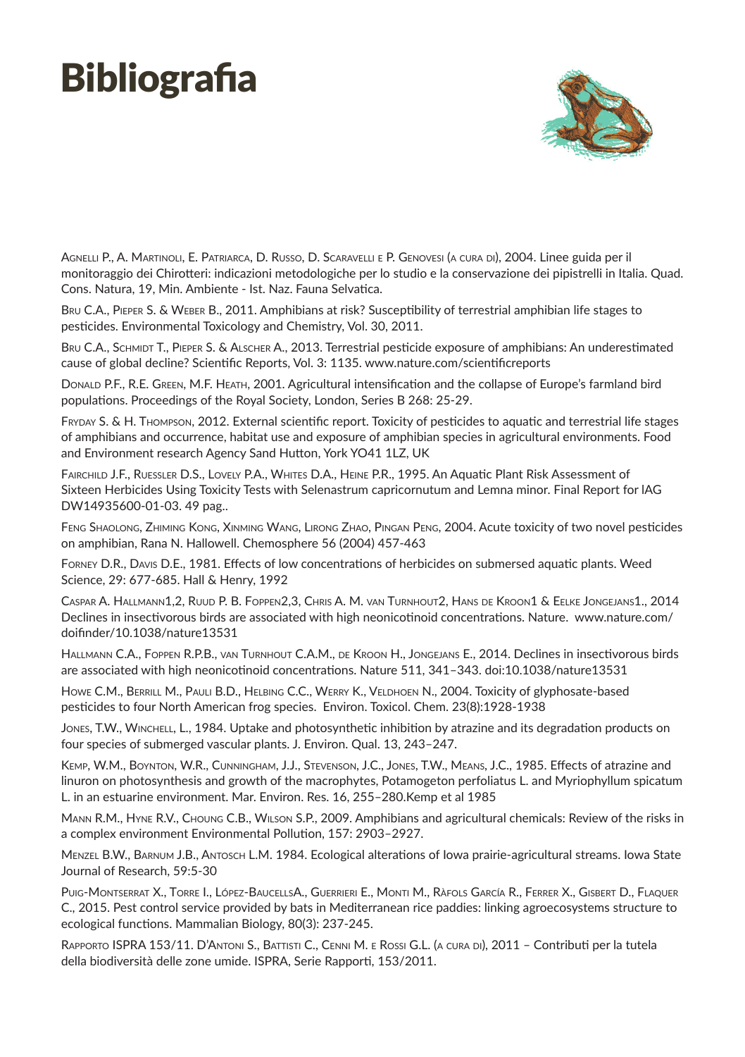# Bibliografia

Agnelli P., A. Martinoli, E. Patriarca, D. Russo, D. Scaravelli e P. Genovesi (a cura di), 2004. Linee guida per il monitoraggio dei Chirotteri: indicazioni metodologiche per lo studio e la conservazione dei pipistrelli in Italia. Quad. Cons. Natura, 19, Min. Ambiente - Ist. Naz. Fauna Selvatica.

Bru C.A., Pieper S. & Weber B., 2011. Amphibians at risk? Susceptibility of terrestrial amphibian life stages to pesticides. Environmental Toxicology and Chemistry, Vol. 30, 2011.

Bru C.A., Schmidt T., Pieper S. & Alscher A., 2013. Terrestrial pesticide exposure of amphibians: An underestimated cause of global decline? Scientific Reports, Vol. 3: 1135. www.nature.com/scientificreports

Donald P.F., R.E. Green, M.F. Heath, 2001. Agricultural intensification and the collapse of Europe's farmland bird populations. Proceedings of the Royal Society, London, Series B 268: 25-29.

Fryday S. & H. Thompson, 2012. External scientific report. Toxicity of pesticides to aquatic and terrestrial life stages of amphibians and occurrence, habitat use and exposure of amphibian species in agricultural environments. Food and Environment research Agency Sand Hutton, York YO41 1LZ, UK

Fairchild J.F., Ruessler D.S., Lovely P.A., Whites D.A., Heine P.R., 1995. An Aquatic Plant Risk Assessment of Sixteen Herbicides Using Toxicity Tests with Selenastrum capricornutum and Lemna minor. Final Report for IAG DW14935600-01-03. 49 pag..

Feng Shaolong, Zhiming Kong, Xinming Wang, Lirong Zhao, Pingan Peng, 2004. Acute toxicity of two novel pesticides on amphibian, Rana N. Hallowell. Chemosphere 56 (2004) 457-463

Forney D.R., Davis D.E., 1981. Effects of low concentrations of herbicides on submersed aquatic plants. Weed Science, 29: 677-685. Hall & Henry, 1992

Caspar A. Hallmann1,2, Ruud P. B. Foppen2,3, Chris A. M. van Turnhout2, Hans de Kroon1 & Eelke Jongejans1., 2014 Declines in insectivorous birds are associated with high neonicotinoid concentrations. Nature. www.nature.com/doifinder/10.1038/nature13531

Hallmann C.A., Foppen R.P.B., van Turnhout C.A.M., de Kroon H., Jongejans E., 2014. Declines in insectivorous birds are associated with high neonicotinoid concentrations. Nature 511, 341–343. doi:10.1038/nature13531

Howe C.M., Berrill M., Pauli B.D., Helbing C.C., Werry K., Veldhoen N., 2004. Toxicity of glyphosate-based pesticides to four North American frog species. Environ. Toxicol. Chem. 23(8):1928-1938

Jones, T.W., Winchell, L., 1984. Uptake and photosynthetic inhibition by atrazine and its degradation products on four species of submerged vascular plants. J. Environ. Qual. 13, 243–247.

Kemp, W.M., Boynton, W.R., Cunningham, J.J., Stevenson, J.C., Jones, T.W., Means, J.C., 1985. Effects of atrazine and linuron on photosynthesis and growth of the macrophytes, Potamogeton perfoliatus L. and Myriophyllum spicatum L. in an estuarine environment. Mar. Environ. Res. 16, 255–280.Kemp et al 1985

Mann R.M., Hyne R.V., Choung C.B., Wilson S.P., 2009. Amphibians and agricultural chemicals: Review of the risks in a complex environment Environmental Pollution, 157: 2903–2927.

Menzel B.W., Barnum J.B., Antosch L.M. 1984. Ecological alterations of Iowa prairie-agricultural streams. Iowa State Journal of Research, 59:5-30

Puig-Montserrat X., Torre I., López-BaucellsA., Guerrieri E., Monti M., Ràfols García R., Ferrer X., Gisbert D., Flaquer C., 2015. Pest control service provided by bats in Mediterranean rice paddies: linking agroecosystems structure to ecological functions. Mammalian Biology, 80(3): 237-245.

Rapporto ISPRA 153/11. D'Antoni S., Battisti C., Cenni M. e Rossi G.L. (a cura di), 2011 – Contributi per la tutela della biodiversità delle zone umide. ISPRA, Serie Rapporti, 153/2011.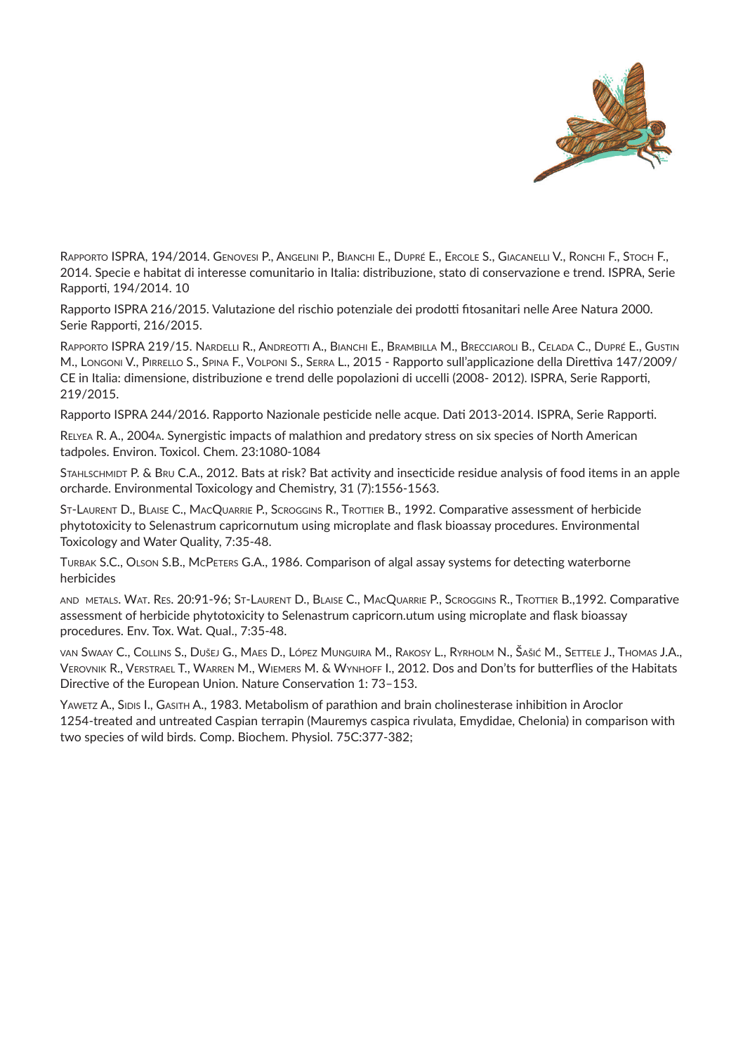Rapporto ISPRA, 194/2014. Genovesi P., Angelini P., Bianchi E., Dupré E., Ercole S., Giacanelli V., Ronchi F., Stoch F., 2014. Specie e habitat di interesse comunitario in Italia: distribuzione, stato di conservazione e trend. ISPRA, Serie Rapporti, 194/2014. 10

Rapporto ISPRA 216/2015. Valutazione del rischio potenziale dei prodotti fitosanitari nelle Aree Natura 2000. Serie Rapporti, 216/2015.

Rapporto ISPRA 219/15. Nardelli R., Andreotti A., Bianchi E., Brambilla M., Brecciaroli B., Celada C., Dupré E., Gustin M., Longoni V., Pirrello S., Spina F., Volponi S., Serra L., 2015 - Rapporto sull'applicazione della Direttiva 147/2009/ CE in Italia: dimensione, distribuzione e trend delle popolazioni di uccelli (2008- 2012). ISPRA, Serie Rapporti, 219/2015.

Rapporto ISPRA 244/2016. Rapporto Nazionale pesticide nelle acque. Dati 2013-2014. ISPRA, Serie Rapporti.

Relyea R. A., 2004a. Synergistic impacts of malathion and predatory stress on six species of North American tadpoles. Environ. Toxicol. Chem. 23:1080-1084

Stahlschmidt P. & Bru C.A., 2012. Bats at risk? Bat activity and insecticide residue analysis of food items in an apple orcharde. Environmental Toxicology and Chemistry, 31 (7):1556-1563.

St-Laurent D., Blaise C., MacQuarrie P., Scroggins R., Trottier B., 1992. Comparative assessment of herbicide phytotoxicity to Selenastrum capricornutum using microplate and flask bioassay procedures. Environmental Toxicology and Water Quality, 7:35-48.

Turbak S.C., Olson S.B., McPeters G.A., 1986. Comparison of algal assay systems for detecting waterborne herbicides

and metals. Wat. Res. 20:91-96; St-Laurent D., Blaise C., MacQuarrie P., Scroggins R., Trottier B.,1992. Comparative assessment of herbicide phytotoxicity to Selenastrum capricorn.utum using microplate and flask bioassay procedures. Env. Tox. Wat. Qual., 7:35-48.

van Swaay C., Collins S., Dušej G., Maes D., López Munguira M., Rakosy L., Ryrholm N., Šašić M., Settele J., Thomas J.A., Verovnik R., Verstrael T., Warren M., Wiemers M. & Wynhoff I., 2012. Dos and Don'ts for butterflies of the Habitats Directive of the European Union. Nature Conservation 1: 73–153.

Yawetz A., Sidis I., Gasith A., 1983. Metabolism of parathion and brain cholinesterase inhibition in Aroclor 1254-treated and untreated Caspian terrapin (Mauremys caspica rivulata, Emydidae, Chelonia) in comparison with two species of wild birds. Comp. Biochem. Physiol. 75C:377-382;